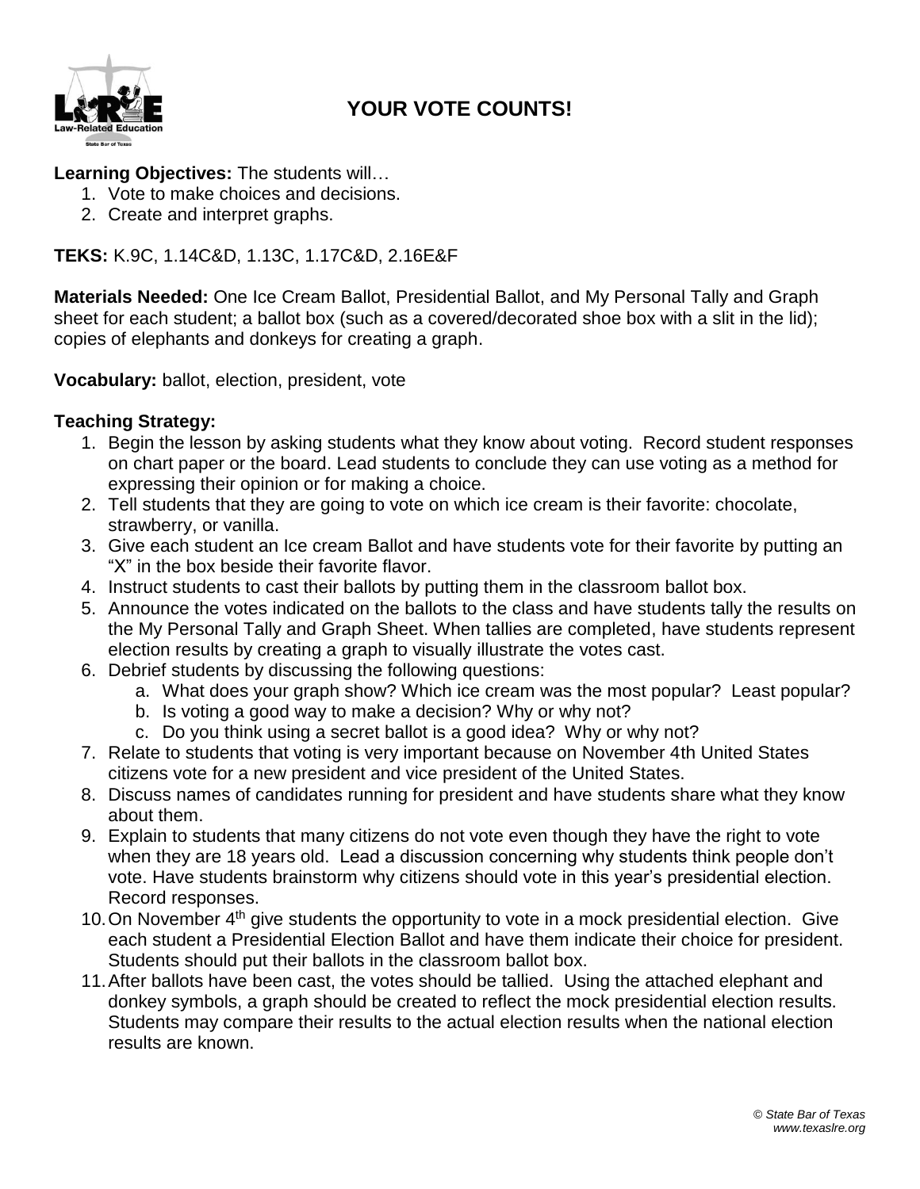# YOUR VOTE COUNTS!

**Learning Objectives:** The students will…

1. Vote to make choices and decisions.
2. Create and interpret graphs.

**TEKS:** K.9C, 1.14C&D, 1.13C, 1.17C&D, 2.16E&F

**Materials Needed:** One Ice Cream Ballot, Presidential Ballot, and My Personal Tally and Graph sheet for each student; a ballot box (such as a covered/decorated shoe box with a slit in the lid); copies of elephants and donkeys for creating a graph.

**Vocabulary:** ballot, election, president, vote

**Teaching Strategy:**

1. Begin the lesson by asking students what they know about voting. Record student responses on chart paper or the board. Lead students to conclude they can use voting as a method for expressing their opinion or for making a choice.
2. Tell students that they are going to vote on which ice cream is their favorite: chocolate, strawberry, or vanilla.
3. Give each student an Ice cream Ballot and have students vote for their favorite by putting an "X" in the box beside their favorite flavor.
4. Instruct students to cast their ballots by putting them in the classroom ballot box.
5. Announce the votes indicated on the ballots to the class and have students tally the results on the My Personal Tally and Graph Sheet. When tallies are completed, have students represent election results by creating a graph to visually illustrate the votes cast.
6. Debrief students by discussing the following questions:
   a. What does your graph show? Which ice cream was the most popular? Least popular?
   b. Is voting a good way to make a decision? Why or why not?
   c. Do you think using a secret ballot is a good idea? Why or why not?
7. Relate to students that voting is very important because on November 4th United States citizens vote for a new president and vice president of the United States.
8. Discuss names of candidates running for president and have students share what they know about them.
9. Explain to students that many citizens do not vote even though they have the right to vote when they are 18 years old. Lead a discussion concerning why students think people don't vote. Have students brainstorm why citizens should vote in this year's presidential election. Record responses.
10. On November 4th give students the opportunity to vote in a mock presidential election. Give each student a Presidential Election Ballot and have them indicate their choice for president. Students should put their ballots in the classroom ballot box.
11. After ballots have been cast, the votes should be tallied. Using the attached elephant and donkey symbols, a graph should be created to reflect the mock presidential election results. Students may compare their results to the actual election results when the national election results are known.

*© State Bar of Texas*
*www.texaslre.org*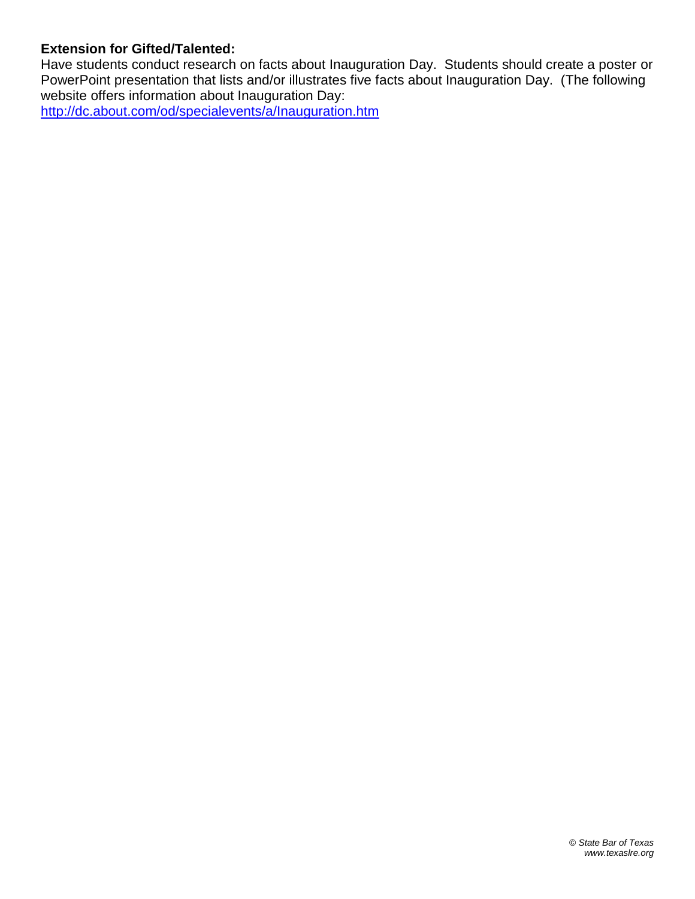**Extension for Gifted/Talented:**
Have students conduct research on facts about Inauguration Day. Students should create a poster or PowerPoint presentation that lists and/or illustrates five facts about Inauguration Day. (The following website offers information about Inauguration Day:
http://dc.about.com/od/specialevents/a/Inauguration.htm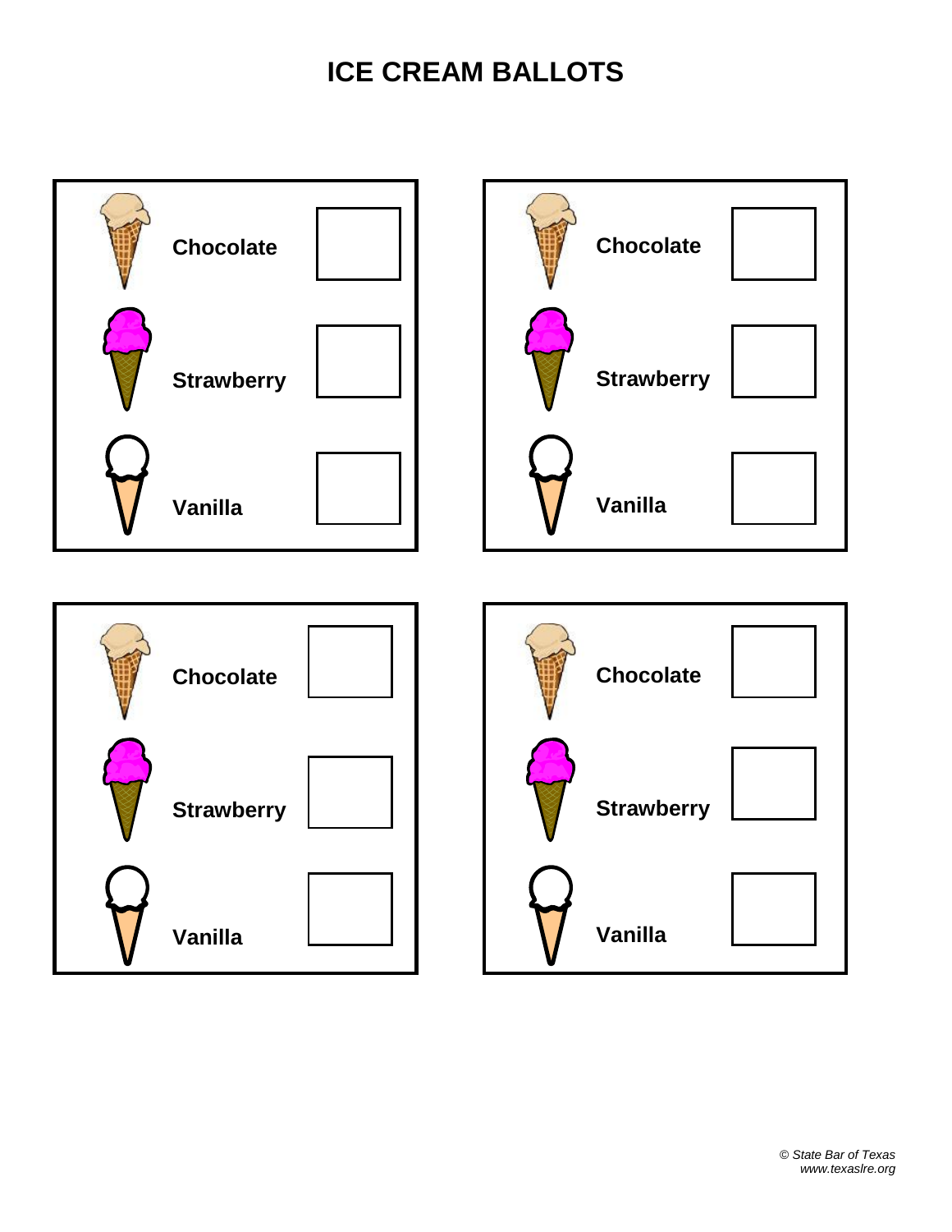# ICE CREAM BALLOTS

| | |
|---|---|
| Chocolate | ☐ |
| Strawberry | ☐ |
| Vanilla | ☐ |

| | |
|---|---|
| Chocolate | ☐ |
| Strawberry | ☐ |
| Vanilla | ☐ |

| | |
|---|---|
| Chocolate | ☐ |
| Strawberry | ☐ |
| Vanilla | ☐ |

| | |
|---|---|
| Chocolate | ☐ |
| Strawberry | ☐ |
| Vanilla | ☐ |

*© State Bar of Texas*
*www.texaslre.org*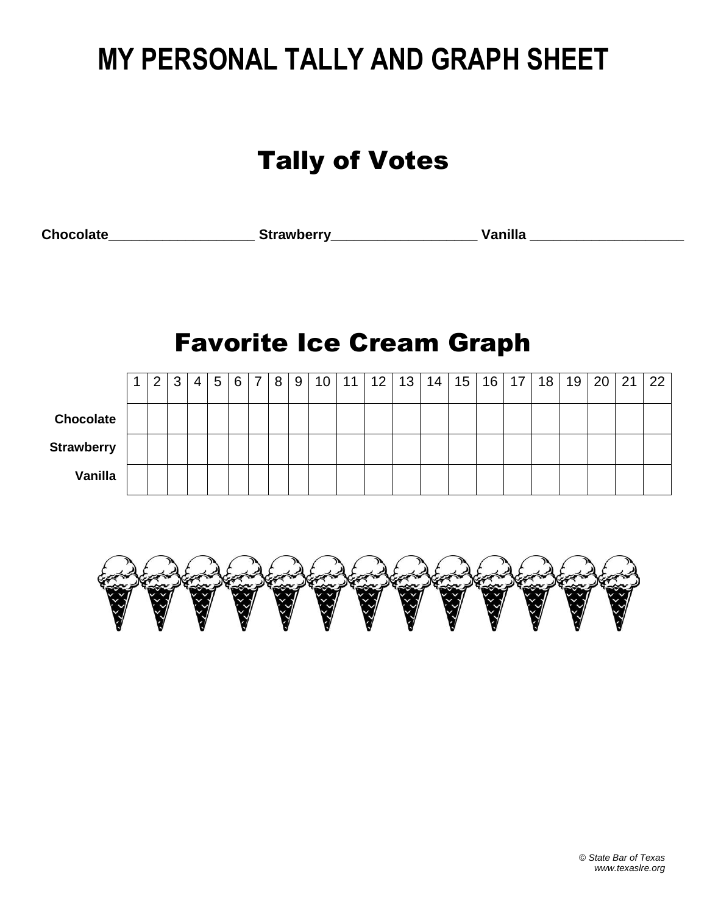# MY PERSONAL TALLY AND GRAPH SHEET

## Tally of Votes

**Chocolate**____________________ **Strawberry**____________________ **Vanilla** _____________________

## Favorite Ice Cream Graph

| | 1 | 2 | 3 | 4 | 5 | 6 | 7 | 8 | 9 | 10 | 11 | 12 | 13 | 14 | 15 | 16 | 17 | 18 | 19 | 20 | 21 | 22 |
|---|---|---|---|---|---|---|---|---|---|---|---|---|---|---|---|---|---|---|---|---|---|---|
| **Chocolate** | | | | | | | | | | | | | | | | | | | | | | |
| **Strawberry** | | | | | | | | | | | | | | | | | | | | | | |
| **Vanilla** | | | | | | | | | | | | | | | | | | | | | | |

*© State Bar of Texas*
*www.texaslre.org*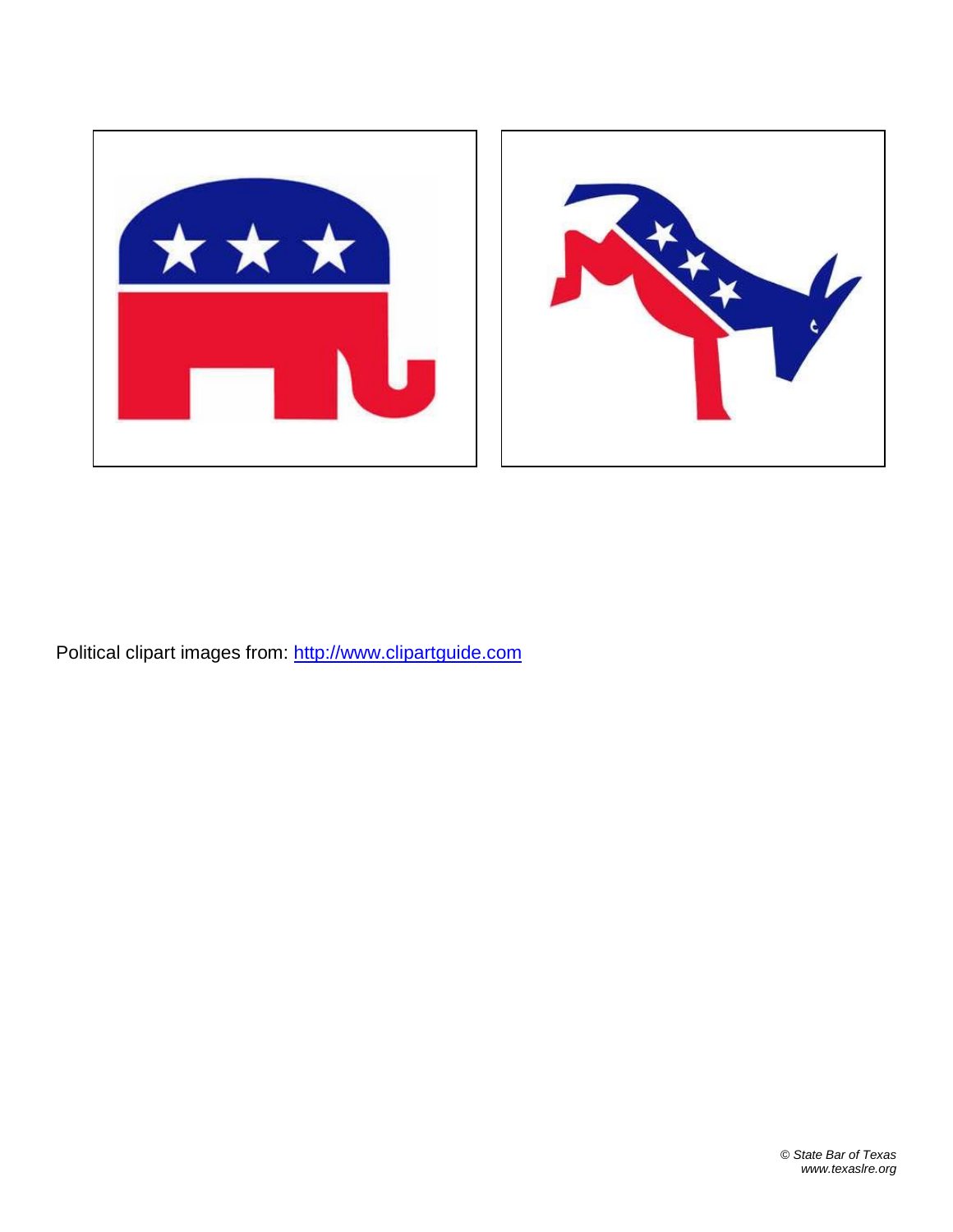Political clipart images from: [http://www.clipartguide.com](http://www.clipartguide.com)